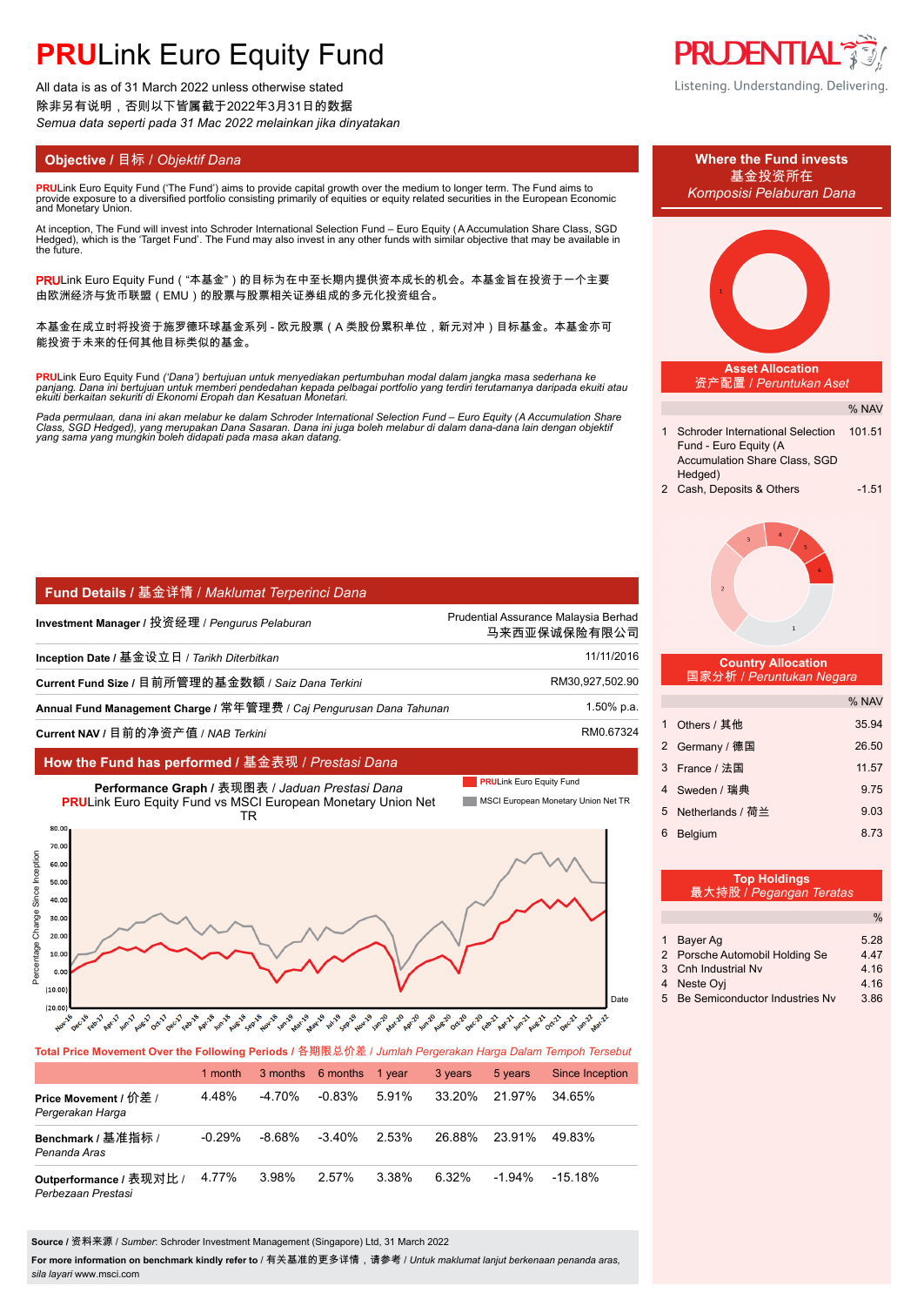# PRULink Euro Equity Fund

All data is as of 31 March 2022 unless otherwise stated
除非另有说明，否则以下皆属截于2022年3月31日的数据
*Semua data seperti pada 31 Mac 2022 melainkan jika dinyatakan*

Listening. Understanding. Delivering.

## Objective / 目标 / *Objektif Dana*

**PRU**Link Euro Equity Fund ('The Fund') aims to provide capital growth over the medium to longer term. The Fund aims to provide exposure to a diversified portfolio consisting primarily of equities or equity related securities in the European Economic and Monetary Union.

At inception, The Fund will invest into Schroder International Selection Fund – Euro Equity (A Accumulation Share Class, SGD Hedged), which is the 'Target Fund'. The Fund may also invest in any other funds with similar objective that may be available in the future.

**PRU**Link Euro Equity Fund（"本基金"）的目标为在中至长期内提供资本成长的机会。本基金旨在投资于一个主要由欧洲经济与货币联盟（EMU）的股票与股票相关证券组成的多元化投资组合。

本基金在成立时将投资于施罗德环球基金系列 - 欧元股票（A 类股份累积单位，新元对冲）目标基金。本基金亦可能投资于未来的任何其他目标类似的基金。

*PRULink Euro Equity Fund ('Dana') bertujuan untuk menyediakan pertumbuhan modal dalam jangka masa sederhana ke panjang. Dana ini bertujuan untuk memberi pendedahan kepada pelbagai portfolio yang terdiri terutamanya daripada ekuiti atau ekuiti berkaitan sekuriti di Ekonomi Eropah dan Kesatuan Monetari.*

*Pada permulaan, dana ini akan melabur ke dalam Schroder International Selection Fund – Euro Equity (A Accumulation Share Class, SGD Hedged), yang merupakan Dana Sasaran. Dana ini juga boleh melabur di dalam dana-dana lain dengan objektif yang sama yang mungkin boleh didapati pada masa akan datang.*

## Fund Details / 基金详情 / *Maklumat Terperinci Dana*

| | |
|---|---|
| **Investment Manager / 投资经理 /** *Pengurus Pelaburan* | Prudential Assurance Malaysia Berhad 马来西亚保诚保险有限公司 |
| **Inception Date / 基金设立日 /** *Tarikh Diterbitkan* | 11/11/2016 |
| **Current Fund Size / 目前所管理的基金数额 /** *Saiz Dana Terkini* | RM30,927,502.90 |
| **Annual Fund Management Charge / 常年管理费 /** *Caj Pengurusan Dana Tahunan* | 1.50% p.a. |
| **Current NAV / 目前的净资产值 /** *NAB Terkini* | RM0.67324 |

## How the Fund has performed / 基金表现 / *Prestasi Dana*

**Performance Graph / 表现图表 /** *Jaduan Prestasi Dana*
**PRU**Link Euro Equity Fund vs MSCI European Monetary Union Net TR

Legend: PRULink Euro Equity Fund; MSCI European Monetary Union Net TR

**Total Price Movement Over the Following Periods / 各期限总价差 /** *Jumlah Pergerakan Harga Dalam Tempoh Tersebut*

| | 1 month | 3 months | 6 months | 1 year | 3 years | 5 years | Since Inception |
|---|---|---|---|---|---|---|---|
| **Price Movement / 价差 /** *Pergerakan Harga* | 4.48% | -4.70% | -0.83% | 5.91% | 33.20% | 21.97% | 34.65% |
| **Benchmark / 基准指标 /** *Penanda Aras* | -0.29% | -8.68% | -3.40% | 2.53% | 26.88% | 23.91% | 49.83% |
| **Outperformance / 表现对比 /** *Perbezaan Prestasi* | 4.77% | 3.98% | 2.57% | 3.38% | 6.32% | -1.94% | -15.18% |

**Source / 资料来源 /** *Sumber*: Schroder Investment Management (Singapore) Ltd, 31 March 2022

**For more information on benchmark kindly refer to / 有关基准的更多详情，请参考 /** *Untuk maklumat lanjut berkenaan penanda aras, sila layari* www.msci.com

## Where the Fund invests / 基金投资所在 / *Komposisi Pelaburan Dana*

### Asset Allocation / 资产配置 / *Peruntukan Aset*

| | | % NAV |
|---|---|---|
| 1 | Schroder International Selection Fund - Euro Equity (A Accumulation Share Class, SGD Hedged) | 101.51 |
| 2 | Cash, Deposits & Others | -1.51 |

### Country Allocation / 国家分析 / *Peruntukan Negara*

| | | % NAV |
|---|---|---|
| 1 | Others / 其他 | 35.94 |
| 2 | Germany / 德国 | 26.50 |
| 3 | France / 法国 | 11.57 |
| 4 | Sweden / 瑞典 | 9.75 |
| 5 | Netherlands / 荷兰 | 9.03 |
| 6 | Belgium | 8.73 |

### Top Holdings / 最大持股 / *Pegangan Teratas*

| | | % |
|---|---|---|
| 1 | Bayer Ag | 5.28 |
| 2 | Porsche Automobil Holding Se | 4.47 |
| 3 | Cnh Industrial Nv | 4.16 |
| 4 | Neste Oyj | 4.16 |
| 5 | Be Semiconductor Industries Nv | 3.86 |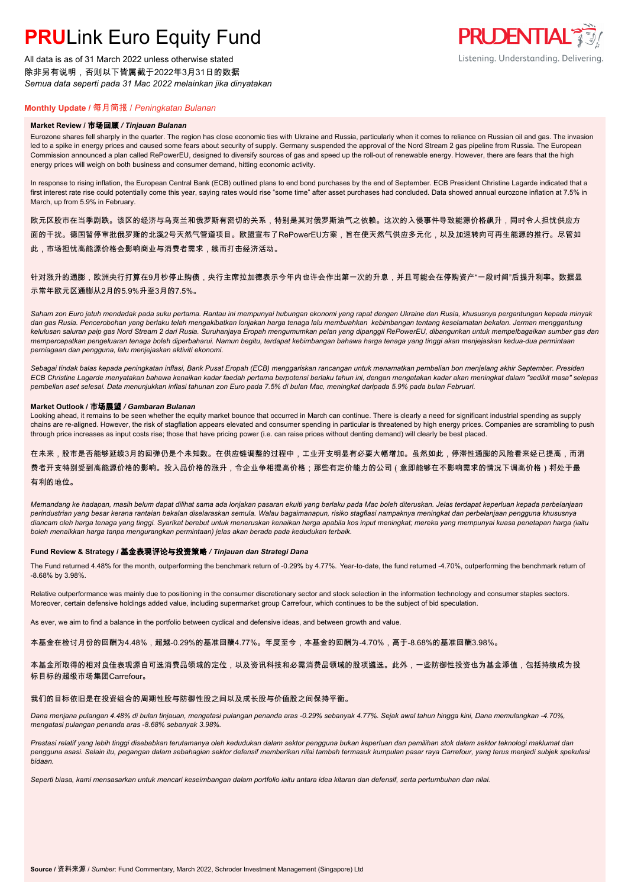# **PRU**Link Euro Equity Fund

All data is as of 31 March 2022 unless otherwise stated
除非另有说明，否则以下皆属截于2022年3月31日的数据
*Semua data seperti pada 31 Mac 2022 melainkan jika dinyatakan*

PRUDENTIAL
Listening. Understanding. Delivering.

## **Monthly Update** / 每月简报 / *Peningkatan Bulanan*

### **Market Review / 市场回顾 / *Tinjauan Bulanan***

Eurozone shares fell sharply in the quarter. The region has close economic ties with Ukraine and Russia, particularly when it comes to reliance on Russian oil and gas. The invasion led to a spike in energy prices and caused some fears about security of supply. Germany suspended the approval of the Nord Stream 2 gas pipeline from Russia. The European Commission announced a plan called RePowerEU, designed to diversify sources of gas and speed up the roll-out of renewable energy. However, there are fears that the high energy prices will weigh on both business and consumer demand, hitting economic activity.

In response to rising inflation, the European Central Bank (ECB) outlined plans to end bond purchases by the end of September. ECB President Christine Lagarde indicated that a first interest rate rise could potentially come this year, saying rates would rise "some time" after asset purchases had concluded. Data showed annual eurozone inflation at 7.5% in March, up from 5.9% in February.

欧元区股市在当季剧跌。该区的经济与乌克兰和俄罗斯有密切的关系，特别是其对俄罗斯油气之依赖。这次的入侵事件导致能源价格飙升，同时令人担忧供应方面的干扰。德国暂停审批俄罗斯的北溪2号天然气管道项目。欧盟宣布了RePowerEU方案，旨在使天然气供应多元化，以及加速转向可再生能源的推行。尽管如此，市场担忧高能源价格会影响商业与消费者需求，续而打击经济活动。

针对涨升的通膨，欧洲央行打算在9月杪停止购债，央行主席拉加德表示今年内也许会作出第一次的升息，并且可能会在停购资产"一段时间"后提升利率。数据显示常年欧元区通膨从2月的5.9%升至3月的7.5%。

*Saham zon Euro jatuh mendadak pada suku pertama. Rantau ini mempunyai hubungan ekonomi yang rapat dengan Ukraine dan Rusia, khususnya pergantungan kepada minyak dan gas Rusia. Pencerobohan yang berlaku telah mengakibatkan lonjakan harga tenaga lalu membuahkan kebimbangan tentang keselamatan bekalan. Jerman menggantung kelulusan saluran paip gas Nord Stream 2 dari Rusia. Suruhanjaya Eropah mengumumkan pelan yang dipanggil RePowerEU, dibangunkan untuk mempelbagaikan sumber gas dan mempercepatkan pengeluaran tenaga boleh diperbaharui. Namun begitu, terdapat kebimbangan bahawa harga tenaga yang tinggi akan menjejaskan kedua-dua permintaan perniagaan dan pengguna, lalu menjejaskan aktiviti ekonomi.*

*Sebagai tindak balas kepada peningkatan inflasi, Bank Pusat Eropah (ECB) menggariskan rancangan untuk menamatkan pembelian bon menjelang akhir September. Presiden ECB Christine Lagarde menyatakan bahawa kenaikan kadar faedah pertama berpotensi berlaku tahun ini, dengan mengatakan kadar akan meningkat dalam "sedikit masa" selepas pembelian aset selesai. Data menunjukkan inflasi tahunan zon Euro pada 7.5% di bulan Mac, meningkat daripada 5.9% pada bulan Februari.*

### **Market Outlook / 市场展望 / *Gambaran Bulanan***

Looking ahead, it remains to be seen whether the equity market bounce that occurred in March can continue. There is clearly a need for significant industrial spending as supply chains are re-aligned. However, the risk of stagflation appears elevated and consumer spending in particular is threatened by high energy prices. Companies are scrambling to push through price increases as input costs rise; those that have pricing power (i.e. can raise prices without denting demand) will clearly be best placed.

在未来，股市是否能够延续3月的回弹仍是个未知数。在供应链调整的过程中，工业开支明显有必要大幅增加。虽然如此，停滞性通膨的风险看来经已提高，而消费者开支特别受到高能源价格的影响。投入品价格的涨升，令企业争相提高价格；那些有定价能力的公司（意即能够在不影响需求的情况下调高价格）将处于最有利的地位。

*Memandang ke hadapan, masih belum dapat dilihat sama ada lonjakan pasaran ekuiti yang berlaku pada Mac boleh diteruskan. Jelas terdapat keperluan kepada perbelanjaan perindustrian yang besar kerana rantaian bekalan diselaraskan semula. Walau bagaimanapun, risiko stagflasi nampaknya meningkat dan perbelanjaan pengguna khususnya diancam oleh harga tenaga yang tinggi. Syarikat berebut untuk meneruskan kenaikan harga apabila kos input meningkat; mereka yang mempunyai kuasa penetapan harga (iaitu boleh menaikkan harga tanpa mengurangkan permintaan) jelas akan berada pada kedudukan terbaik.*

### **Fund Review & Strategy / 基金表现评论与投资策略 / *Tinjauan dan Strategi Dana***

The Fund returned 4.48% for the month, outperforming the benchmark return of -0.29% by 4.77%. Year-to-date, the fund returned -4.70%, outperforming the benchmark return of -8.68% by 3.98%.

Relative outperformance was mainly due to positioning in the consumer discretionary sector and stock selection in the information technology and consumer staples sectors. Moreover, certain defensive holdings added value, including supermarket group Carrefour, which continues to be the subject of bid speculation.

As ever, we aim to find a balance in the portfolio between cyclical and defensive ideas, and between growth and value.

本基金在检讨月份的回酬为4.48%，超越-0.29%的基准回酬4.77%。年度至今，本基金的回酬为-4.70%，高于-8.68%的基准回酬3.98%。

本基金所取得的相对良佳表现源自可选消费品领域的定位，以及资讯科技和必需消费品领域的股项遴选。此外，一些防御性投资也为基金添值，包括持续成为投标目标的超级市场集团Carrefour。

我们的目标依旧是在投资组合的周期性股与防御性股之间以及成长股与价值股之间保持平衡。

*Dana menjana pulangan 4.48% di bulan tinjauan, mengatasi pulangan penanda aras -0.29% sebanyak 4.77%. Sejak awal tahun hingga kini, Dana memulangkan -4.70%, mengatasi pulangan penanda aras -8.68% sebanyak 3.98%.*

*Prestasi relatif yang lebih tinggi disebabkan terutamanya oleh kedudukan dalam sektor pengguna bukan keperluan dan pemilihan stok dalam sektor teknologi maklumat dan pengguna asasi. Selain itu, pegangan dalam sebahagian sektor defensif memberikan nilai tambah termasuk kumpulan pasar raya Carrefour, yang terus menjadi subjek spekulasi bidaan.*

*Seperti biasa, kami mensasarkan untuk mencari keseimbangan dalam portfolio iaitu antara idea kitaran dan defensif, serta pertumbuhan dan nilai.*

**Source** / 资料来源 / *Sumber*: Fund Commentary, March 2022, Schroder Investment Management (Singapore) Ltd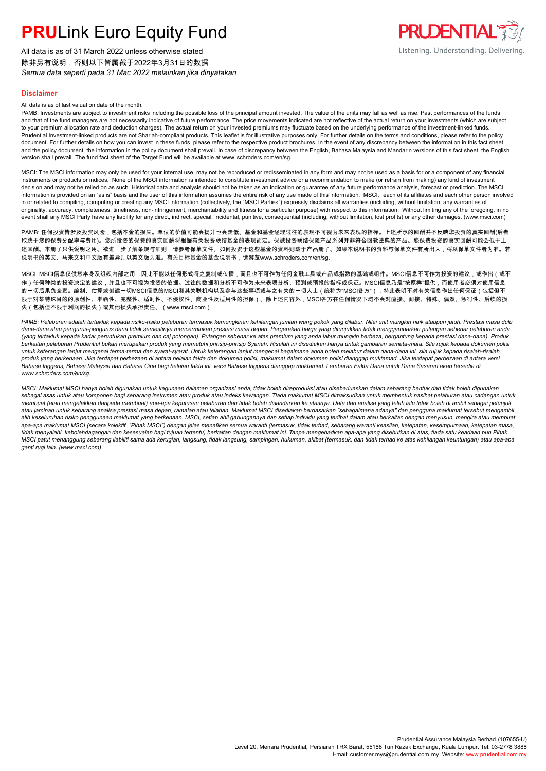# **PRU**Link Euro Equity Fund

All data is as of 31 March 2022 unless otherwise stated
除非另有说明，否则以下皆属截于2022年3月31日的数据
*Semua data seperti pada 31 Mac 2022 melainkan jika dinyatakan*

PRUDENTIAL
Listening. Understanding. Delivering.

## Disclaimer

All data is as of last valuation date of the month.
PAMB: Investments are subject to investment risks including the possible loss of the principal amount invested. The value of the units may fall as well as rise. Past performances of the funds and that of the fund managers are not necessarily indicative of future performance. The price movements indicated are not reflective of the actual return on your investments (which are subject to your premium allocation rate and deduction charges). The actual return on your invested premiums may fluctuate based on the underlying performance of the investment-linked funds. Prudential Investment-linked products are not Shariah-compliant products. This leaflet is for illustrative purposes only. For further details on the terms and conditions, please refer to the policy document. For further details on how you can invest in these funds, please refer to the respective product brochures. In the event of any discrepancy between the information in this fact sheet and the policy document, the information in the policy document shall prevail. In case of discrepancy between the English, Bahasa Malaysia and Mandarin versions of this fact sheet, the English version shall prevail. The fund fact sheet of the Target Fund will be available at www.schroders.com/en/sg.

MSCI: The MSCI information may only be used for your internal use, may not be reproduced or redisseminated in any form and may not be used as a basis for or a component of any financial instruments or products or indices. None of the MSCI information is intended to constitute investment advice or a recommendation to make (or refrain from making) any kind of investment decision and may not be relied on as such. Historical data and analysis should not be taken as an indication or guarantee of any future performance analysis, forecast or prediction. The MSCI information is provided on an "as is" basis and the user of this information assumes the entire risk of any use made of this information. MSCI, each of its affiliates and each other person involved in or related to compiling, computing or creating any MSCI information (collectively, the "MSCI Parties") expressly disclaims all warranties (including, without limitation, any warranties of originality, accuracy, completeness, timeliness, non-infringement, merchantability and fitness for a particular purpose) with respect to this information. Without limiting any of the foregoing, in no event shall any MSCI Party have any liability for any direct, indirect, special, incidental, punitive, consequential (including, without limitation, lost profits) or any other damages. (www.msci.com)

PAMB: 任何投资皆涉及投资风险，包括本金的损失。单位的价值可能会扬升也会走低。基金和基金经理过往的表现不可视为未来表现的指标。上述所示的回酬并不反映您投资的真实回酬(后者取决于您的保费分配率与费用)。您所投资的保费的真实回酬将根据有关投资联结基金的表现而定。保诚投资联结保险产品系列并非符合回教法典的产品。您保费投资的真实回酬可能会低于上述回酬。本册子只供说明之用。欲进一步了解条规与细则，请参考保单文件。如何投资于这些基金的资料则载于产品册子。如果本说明书的资料与保单文件有所出入，将以保单文件者为准。若说明书的英文、马来文和中文版有差异则以英文版为准。有关目标基金的基金说明书，请游览www.schroders.com/en/sg.

MSCI: MSCI信息仅供您本身及组织内部之用，因此不能以任何形式将之复制或传播，而且也不可作为任何金融工具或产品或指数的基础或组件。MSCI信息不可作为投资的建议，或作出（或不作）任何种类的投资决定的建议，并且也不可视为投资的依据。过往的数据和分析不可作为未来表现分析、预测或预报的指标或保证。MSCI信息乃是"按原样"提供，而使用者必须对使用信息的一切后果负全责。编制、估算或创建一切MSCI信息的MSCI和其关联机构以及参与这些事项或与之有关的一切人士（统称为"MSCI各方"），特此表明不对有关信息作出任何保证（包括但不限于对某特殊目的的原创性、准确性、完整性、适时性、不侵权性、商业性及适用性的担保）。除上述内容外，MSCI各方在任何情况下均不会对直接、间接、特殊、偶然、惩罚性、后续的损失（包括但不限于利润的损失）或其他损失承担责任。（www.msci.com）

*PAMB: Pelaburan adalah tertakluk kepada risiko-risiko pelaburan termasuk kemungkinan kehilangan jumlah wang pokok yang dilabur. Nilai unit mungkin naik ataupun jatuh. Prestasi masa dulu dana-dana atau pengurus-pengurus dana tidak semestinya mencerminkan prestasi masa depan. Pergerakan harga yang ditunjukkan tidak menggambarkan pulangan sebenar pelaburan anda (yang tertakluk kepada kadar peruntukan premium dan caj potongan). Pulangan sebenar ke atas premium yang anda labur mungkin berbeza, bergantung kepada prestasi dana-dana). Produk berkaitan pelaburan Prudential bukan merupakan produk yang mematuhi prinsip-prinsip Syariah. Risalah ini disediakan hanya untuk gambaran semata-mata. Sila rujuk kepada dokumen polisi untuk keterangan lanjut mengenai terma-terma dan syarat-syarat. Untuk keterangan lanjut mengenai bagaimana anda boleh melabur dalam dana-dana ini, sila rujuk kepada risalah-risalah produk yang berkenaan. Jika terdapat perbezaan di antara helaian fakta dan dokumen polisi, maklumat dalam dokumen polisi dianggap muktamad. Jika terdapat perbezaan di antara versi Bahasa Inggeris, Bahasa Malaysia dan Bahasa Cina bagi helaian fakta ini, versi Bahasa Inggeris dianggap muktamad. Lembaran Fakta Dana untuk Dana Sasaran akan tersedia di www.schroders.com/en/sg.*

*MSCI: Maklumat MSCI hanya boleh digunakan untuk kegunaan dalaman organizasi anda, tidak boleh direproduksi atau disebarluaskan dalam sebarang bentuk dan tidak boleh digunakan sebagai asas untuk atau komponen bagi sebarang instrumen atau produk atau indeks kewangan. Tiada maklumat MSCI dimaksudkan untuk membentuk nasihat pelaburan atau cadangan untuk membuat (atau mengelakkan daripada membuat) apa-apa keputusan pelaburan dan tidak boleh disandarkan ke atasnya. Data dan analisa yang telah lalu tidak boleh di ambil sebagai petunjuk atau jaminan untuk sebarang analisa prestasi masa depan, ramalan atau telahan. Maklumat MSCI disediakan berdasarkan "sebagaimana adanya" dan pengguna maklumat tersebut mengambil alih keseluruhan risiko penggunaan maklumat yang berkenaan. MSCI, setiap ahli gabungannya dan setiap individu yang terlibat dalam atau berkaitan dengan menyusun, mengira atau membuat apa-apa maklumat MSCI (secara kolektif, "Pihak MSCI") dengan jelas menafikan semua waranti (termasuk, tidak terhad, sebarang waranti keaslian, ketepatan, kesempurnaan, ketepatan masa, tidak menyalahi, kebolehdagangan dan kesesuaian bagi tujuan tertentu) berkaitan dengan maklumat ini. Tanpa mengehadkan apa-apa yang disebutkan di atas, tiada satu keadaan pun Pihak MSCI patut menanggung sebarang liabiliti sama ada kerugian, langsung, tidak langsung, sampingan, hukuman, akibat (termasuk, dan tidak terhad ke atas kehilangan keuntungan) atau apa-apa ganti rugi lain. (www.msci.com)*

Prudential Assurance Malaysia Berhad (107655-U)
Level 20, Menara Prudential, Persiaran TRX Barat, 55188 Tun Razak Exchange, Kuala Lumpur. Tel: 03-2778 3888
Email: customer.mys@prudential.com.my Website: www.prudential.com.my